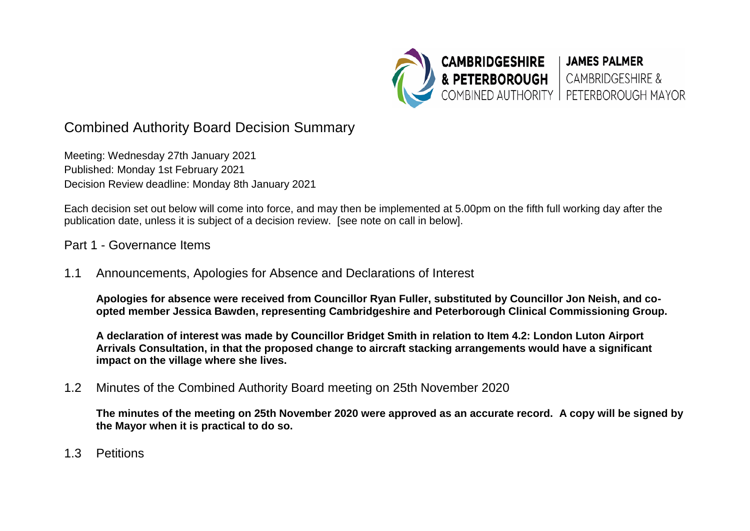CAMBRIDGESHIRE & PETERBOROUGH COMBINED AUTHORITY | JAMES PALMER CAMBRIDGESHIRE & PETERBOROUGH MAYOR

# Combined Authority Board Decision Summary

Meeting: Wednesday 27th January 2021
Published: Monday 1st February 2021
Decision Review deadline: Monday 8th January 2021

Each decision set out below will come into force, and may then be implemented at 5.00pm on the fifth full working day after the publication date, unless it is subject of a decision review. [see note on call in below].

## Part 1 - Governance Items

### 1.1 Announcements, Apologies for Absence and Declarations of Interest

**Apologies for absence were received from Councillor Ryan Fuller, substituted by Councillor Jon Neish, and co-opted member Jessica Bawden, representing Cambridgeshire and Peterborough Clinical Commissioning Group.**

**A declaration of interest was made by Councillor Bridget Smith in relation to Item 4.2: London Luton Airport Arrivals Consultation, in that the proposed change to aircraft stacking arrangements would have a significant impact on the village where she lives.**

### 1.2 Minutes of the Combined Authority Board meeting on 25th November 2020

**The minutes of the meeting on 25th November 2020 were approved as an accurate record. A copy will be signed by the Mayor when it is practical to do so.**

### 1.3 Petitions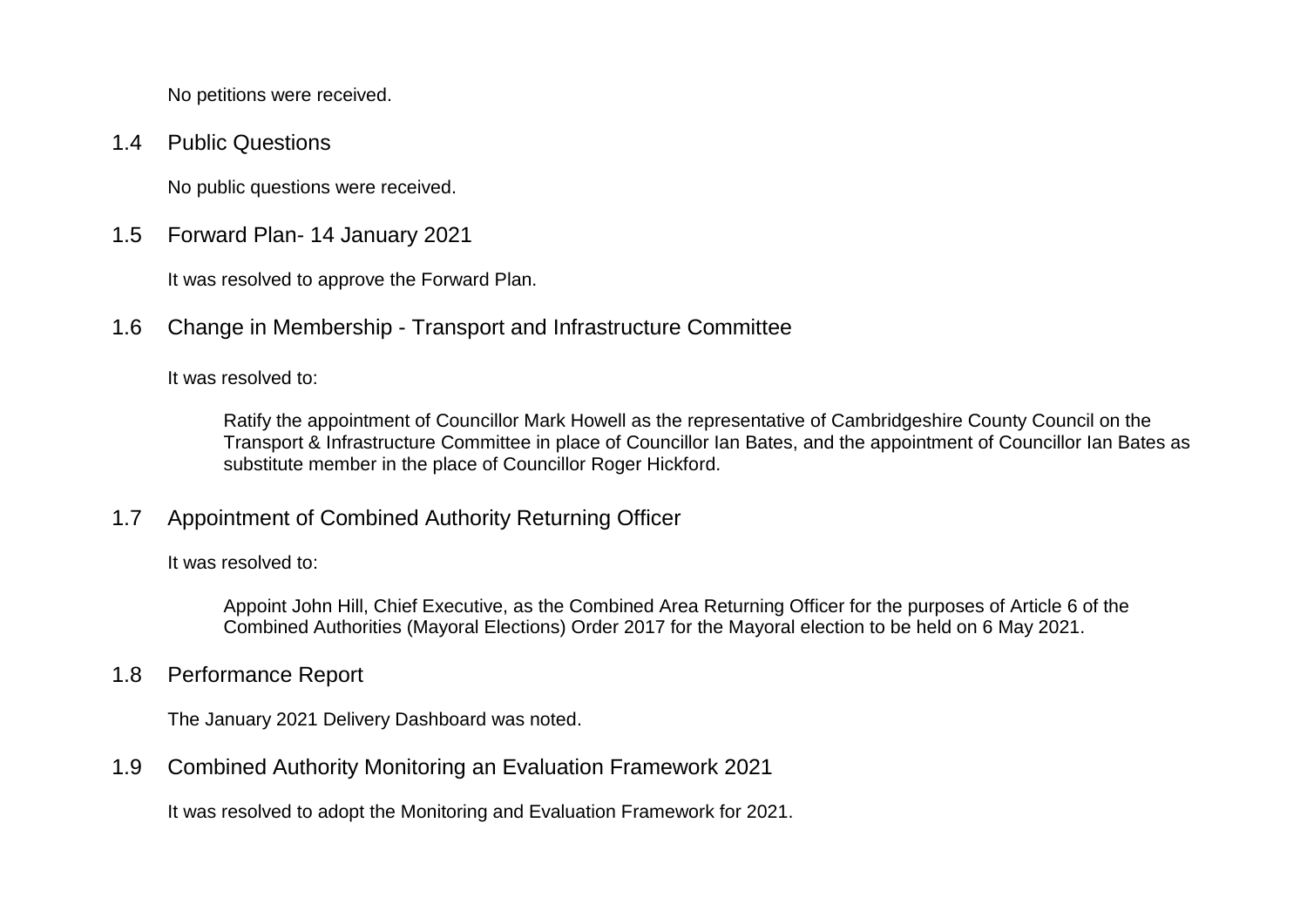No petitions were received.

## 1.4 Public Questions

No public questions were received.

## 1.5 Forward Plan- 14 January 2021

It was resolved to approve the Forward Plan.

## 1.6 Change in Membership - Transport and Infrastructure Committee

It was resolved to:

> Ratify the appointment of Councillor Mark Howell as the representative of Cambridgeshire County Council on the Transport & Infrastructure Committee in place of Councillor Ian Bates, and the appointment of Councillor Ian Bates as substitute member in the place of Councillor Roger Hickford.

## 1.7 Appointment of Combined Authority Returning Officer

It was resolved to:

> Appoint John Hill, Chief Executive, as the Combined Area Returning Officer for the purposes of Article 6 of the Combined Authorities (Mayoral Elections) Order 2017 for the Mayoral election to be held on 6 May 2021.

## 1.8 Performance Report

The January 2021 Delivery Dashboard was noted.

## 1.9 Combined Authority Monitoring an Evaluation Framework 2021

It was resolved to adopt the Monitoring and Evaluation Framework for 2021.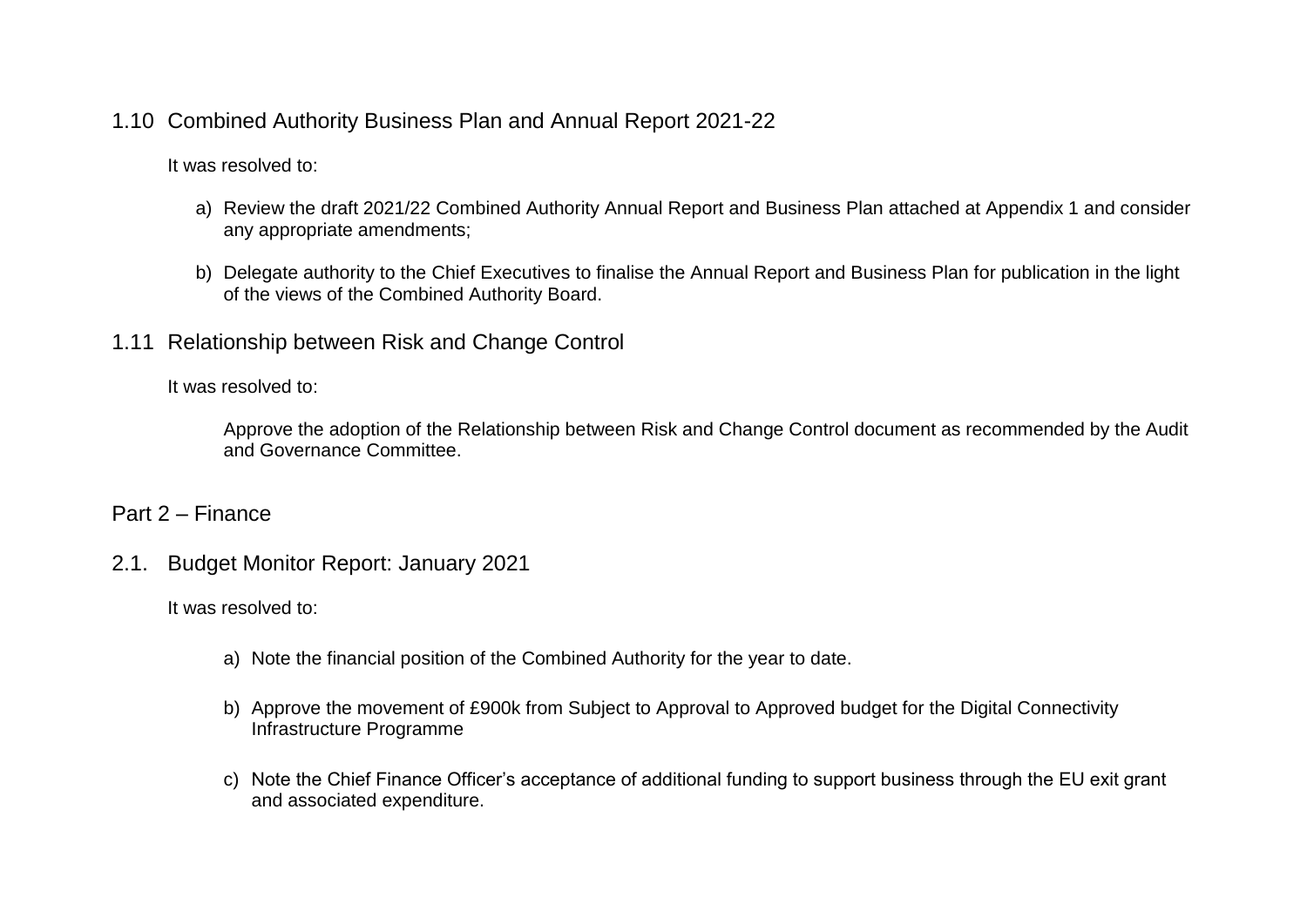### 1.10 Combined Authority Business Plan and Annual Report 2021-22

It was resolved to:

a) Review the draft 2021/22 Combined Authority Annual Report and Business Plan attached at Appendix 1 and consider any appropriate amendments;

b) Delegate authority to the Chief Executives to finalise the Annual Report and Business Plan for publication in the light of the views of the Combined Authority Board.

### 1.11 Relationship between Risk and Change Control

It was resolved to:

Approve the adoption of the Relationship between Risk and Change Control document as recommended by the Audit and Governance Committee.

## Part 2 – Finance

### 2.1. Budget Monitor Report: January 2021

It was resolved to:

a) Note the financial position of the Combined Authority for the year to date.

b) Approve the movement of £900k from Subject to Approval to Approved budget for the Digital Connectivity Infrastructure Programme

c) Note the Chief Finance Officer's acceptance of additional funding to support business through the EU exit grant and associated expenditure.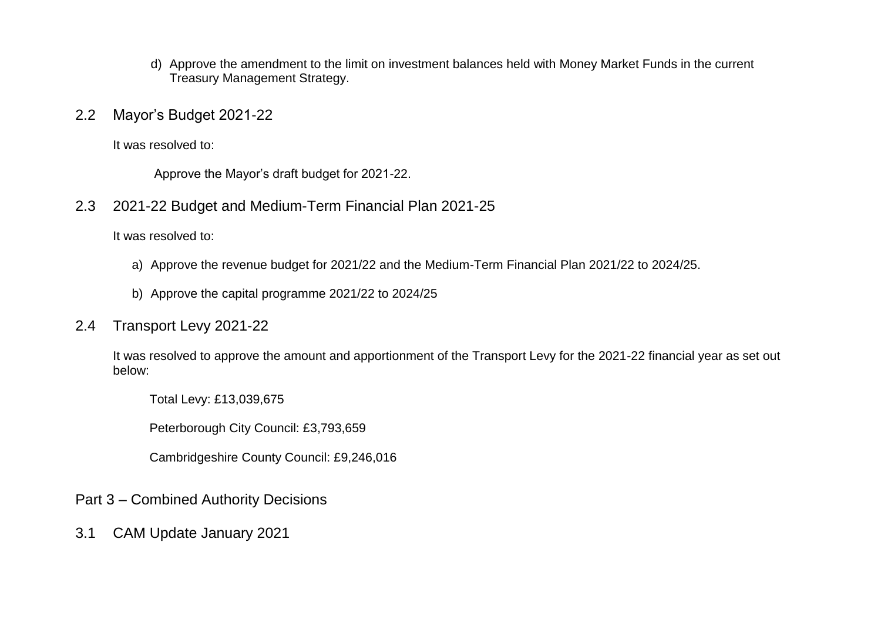d) Approve the amendment to the limit on investment balances held with Money Market Funds in the current Treasury Management Strategy.

## 2.2 Mayor's Budget 2021-22

It was resolved to:

Approve the Mayor's draft budget for 2021-22.

## 2.3 2021-22 Budget and Medium-Term Financial Plan 2021-25

It was resolved to:

a) Approve the revenue budget for 2021/22 and the Medium-Term Financial Plan 2021/22 to 2024/25.

b) Approve the capital programme 2021/22 to 2024/25

## 2.4 Transport Levy 2021-22

It was resolved to approve the amount and apportionment of the Transport Levy for the 2021-22 financial year as set out below:

Total Levy: £13,039,675

Peterborough City Council: £3,793,659

Cambridgeshire County Council: £9,246,016

# Part 3 – Combined Authority Decisions

## 3.1 CAM Update January 2021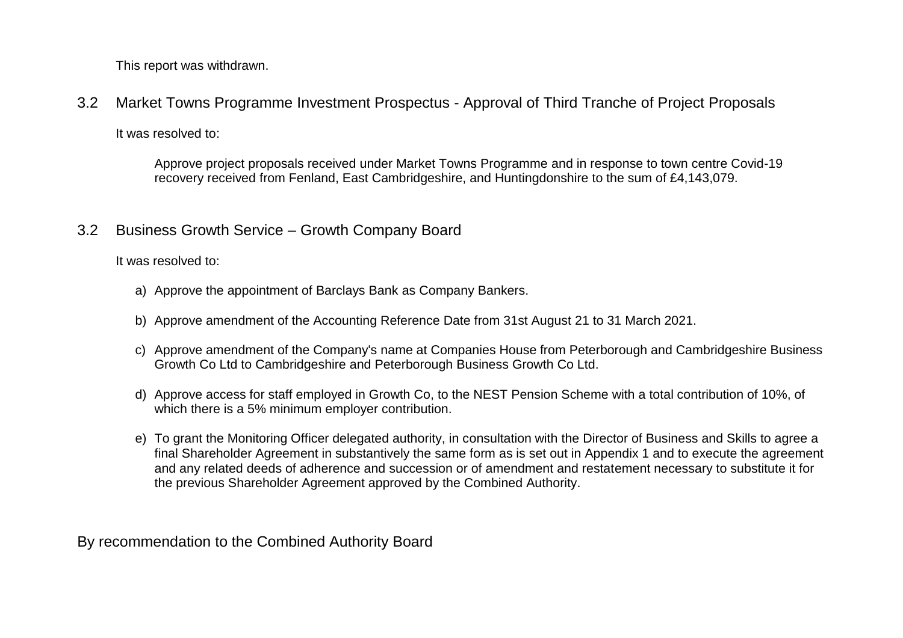This report was withdrawn.

## 3.2 Market Towns Programme Investment Prospectus - Approval of Third Tranche of Project Proposals

It was resolved to:

> Approve project proposals received under Market Towns Programme and in response to town centre Covid-19 recovery received from Fenland, East Cambridgeshire, and Huntingdonshire to the sum of £4,143,079.

## 3.2 Business Growth Service – Growth Company Board

It was resolved to:

a) Approve the appointment of Barclays Bank as Company Bankers.

b) Approve amendment of the Accounting Reference Date from 31st August 21 to 31 March 2021.

c) Approve amendment of the Company's name at Companies House from Peterborough and Cambridgeshire Business Growth Co Ltd to Cambridgeshire and Peterborough Business Growth Co Ltd.

d) Approve access for staff employed in Growth Co, to the NEST Pension Scheme with a total contribution of 10%, of which there is a 5% minimum employer contribution.

e) To grant the Monitoring Officer delegated authority, in consultation with the Director of Business and Skills to agree a final Shareholder Agreement in substantively the same form as is set out in Appendix 1 and to execute the agreement and any related deeds of adherence and succession or of amendment and restatement necessary to substitute it for the previous Shareholder Agreement approved by the Combined Authority.

## By recommendation to the Combined Authority Board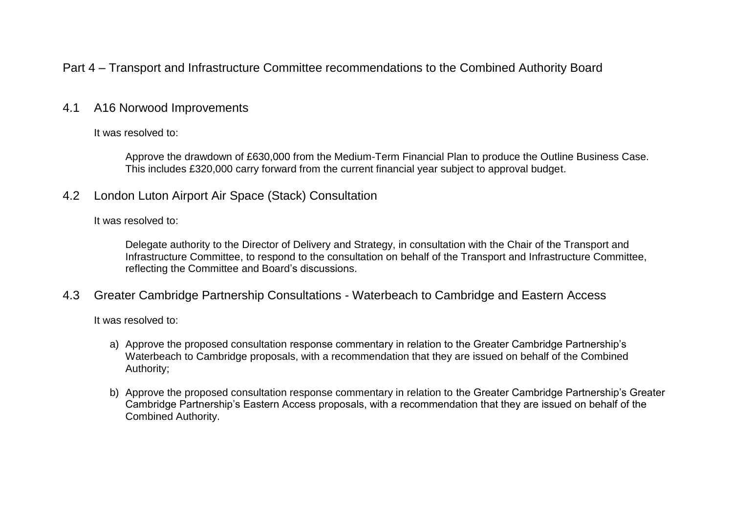## Part 4 – Transport and Infrastructure Committee recommendations to the Combined Authority Board

### 4.1 A16 Norwood Improvements

It was resolved to:

Approve the drawdown of £630,000 from the Medium-Term Financial Plan to produce the Outline Business Case. This includes £320,000 carry forward from the current financial year subject to approval budget.

### 4.2 London Luton Airport Air Space (Stack) Consultation

It was resolved to:

Delegate authority to the Director of Delivery and Strategy, in consultation with the Chair of the Transport and Infrastructure Committee, to respond to the consultation on behalf of the Transport and Infrastructure Committee, reflecting the Committee and Board's discussions.

### 4.3 Greater Cambridge Partnership Consultations - Waterbeach to Cambridge and Eastern Access

It was resolved to:

a) Approve the proposed consultation response commentary in relation to the Greater Cambridge Partnership's Waterbeach to Cambridge proposals, with a recommendation that they are issued on behalf of the Combined Authority;

b) Approve the proposed consultation response commentary in relation to the Greater Cambridge Partnership's Greater Cambridge Partnership's Eastern Access proposals, with a recommendation that they are issued on behalf of the Combined Authority.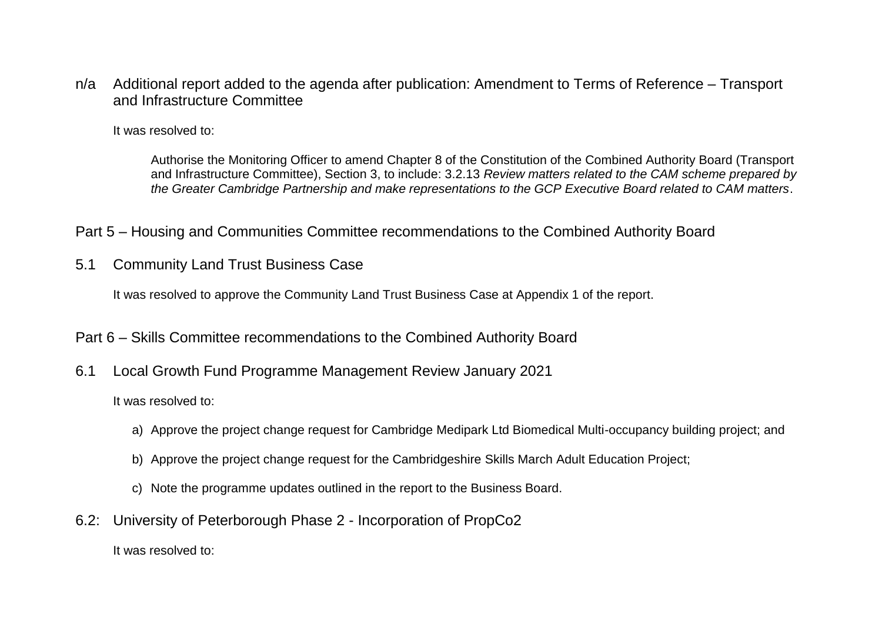n/a Additional report added to the agenda after publication: Amendment to Terms of Reference – Transport and Infrastructure Committee

It was resolved to:

> Authorise the Monitoring Officer to amend Chapter 8 of the Constitution of the Combined Authority Board (Transport and Infrastructure Committee), Section 3, to include: 3.2.13 *Review matters related to the CAM scheme prepared by the Greater Cambridge Partnership and make representations to the GCP Executive Board related to CAM matters*.

## Part 5 – Housing and Communities Committee recommendations to the Combined Authority Board

### 5.1 Community Land Trust Business Case

It was resolved to approve the Community Land Trust Business Case at Appendix 1 of the report.

## Part 6 – Skills Committee recommendations to the Combined Authority Board

### 6.1 Local Growth Fund Programme Management Review January 2021

It was resolved to:

a) Approve the project change request for Cambridge Medipark Ltd Biomedical Multi-occupancy building project; and

b) Approve the project change request for the Cambridgeshire Skills March Adult Education Project;

c) Note the programme updates outlined in the report to the Business Board.

### 6.2: University of Peterborough Phase 2 - Incorporation of PropCo2

It was resolved to: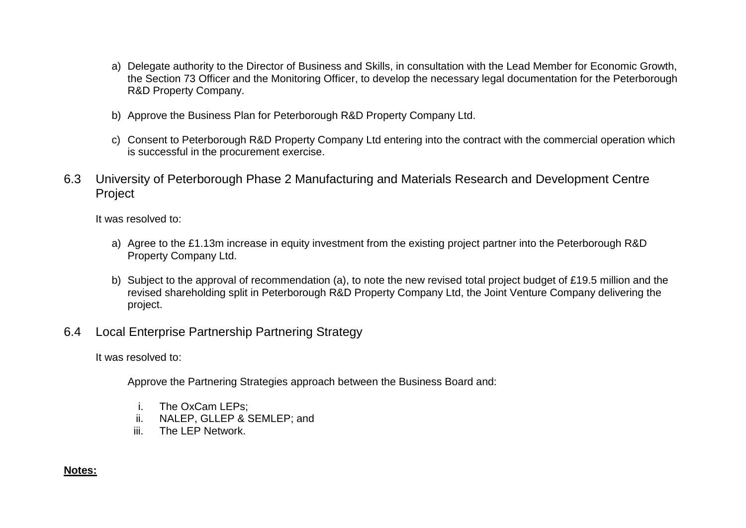a) Delegate authority to the Director of Business and Skills, in consultation with the Lead Member for Economic Growth, the Section 73 Officer and the Monitoring Officer, to develop the necessary legal documentation for the Peterborough R&D Property Company.

b) Approve the Business Plan for Peterborough R&D Property Company Ltd.

c) Consent to Peterborough R&D Property Company Ltd entering into the contract with the commercial operation which is successful in the procurement exercise.

## 6.3 University of Peterborough Phase 2 Manufacturing and Materials Research and Development Centre Project

It was resolved to:

a) Agree to the £1.13m increase in equity investment from the existing project partner into the Peterborough R&D Property Company Ltd.

b) Subject to the approval of recommendation (a), to note the new revised total project budget of £19.5 million and the revised shareholding split in Peterborough R&D Property Company Ltd, the Joint Venture Company delivering the project.

## 6.4 Local Enterprise Partnership Partnering Strategy

It was resolved to:

Approve the Partnering Strategies approach between the Business Board and:

i. The OxCam LEPs;
ii. NALEP, GLLEP & SEMLEP; and
iii. The LEP Network.

**Notes:**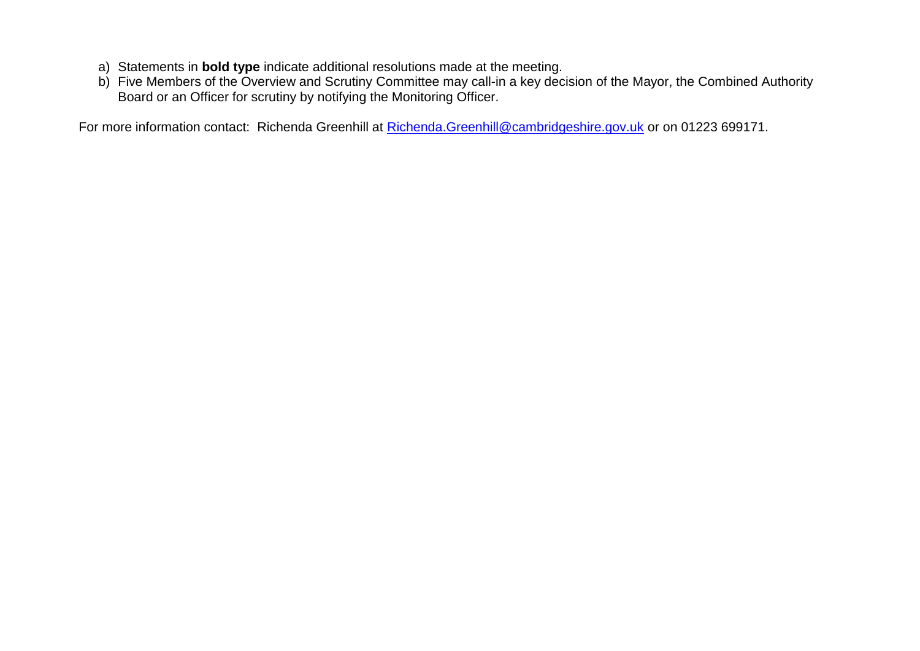a) Statements in **bold type** indicate additional resolutions made at the meeting.
b) Five Members of the Overview and Scrutiny Committee may call-in a key decision of the Mayor, the Combined Authority Board or an Officer for scrutiny by notifying the Monitoring Officer.

For more information contact: Richenda Greenhill at Richenda.Greenhill@cambridgeshire.gov.uk or on 01223 699171.